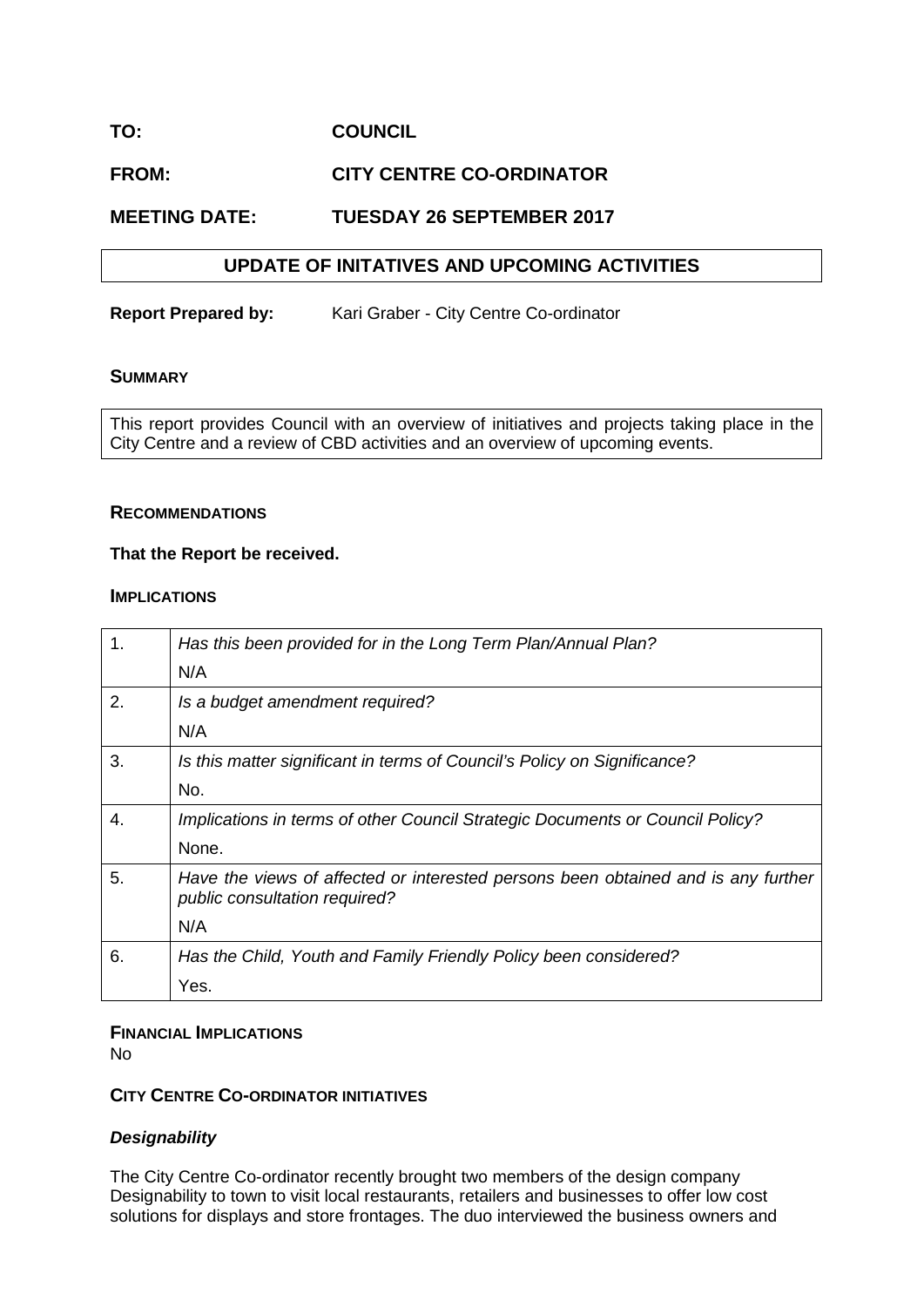**TO:** **COUNCIL**

**FROM:** **CITY CENTRE CO-ORDINATOR**

**MEETING DATE:** **TUESDAY 26 SEPTEMBER 2017**

## UPDATE OF INITATIVES AND UPCOMING ACTIVITIES

**Report Prepared by:** Kari Graber - City Centre Co-ordinator

### SUMMARY

This report provides Council with an overview of initiatives and projects taking place in the City Centre and a review of CBD activities and an overview of upcoming events.

### RECOMMENDATIONS

**That the Report be received.**

### IMPLICATIONS

| | |
|---|---|
| 1. | *Has this been provided for in the Long Term Plan/Annual Plan?*<br>N/A |
| 2. | *Is a budget amendment required?*<br>N/A |
| 3. | *Is this matter significant in terms of Council's Policy on Significance?*<br>No. |
| 4. | *Implications in terms of other Council Strategic Documents or Council Policy?*<br>None. |
| 5. | *Have the views of affected or interested persons been obtained and is any further public consultation required?*<br>N/A |
| 6. | *Has the Child, Youth and Family Friendly Policy been considered?*<br>Yes. |

### FINANCIAL IMPLICATIONS

No

### CITY CENTRE CO-ORDINATOR INITIATIVES

#### *Designability*

The City Centre Co-ordinator recently brought two members of the design company Designability to town to visit local restaurants, retailers and businesses to offer low cost solutions for displays and store frontages. The duo interviewed the business owners and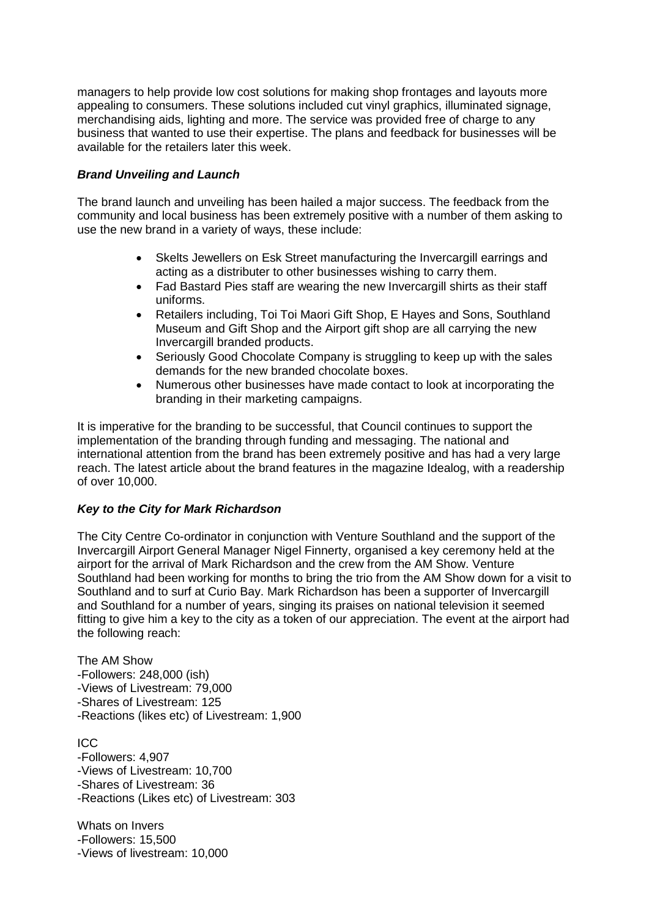managers to help provide low cost solutions for making shop frontages and layouts more appealing to consumers. These solutions included cut vinyl graphics, illuminated signage, merchandising aids, lighting and more. The service was provided free of charge to any business that wanted to use their expertise. The plans and feedback for businesses will be available for the retailers later this week.

***Brand Unveiling and Launch***

The brand launch and unveiling has been hailed a major success. The feedback from the community and local business has been extremely positive with a number of them asking to use the new brand in a variety of ways, these include:

- Skelts Jewellers on Esk Street manufacturing the Invercargill earrings and acting as a distributer to other businesses wishing to carry them.
- Fad Bastard Pies staff are wearing the new Invercargill shirts as their staff uniforms.
- Retailers including, Toi Toi Maori Gift Shop, E Hayes and Sons, Southland Museum and Gift Shop and the Airport gift shop are all carrying the new Invercargill branded products.
- Seriously Good Chocolate Company is struggling to keep up with the sales demands for the new branded chocolate boxes.
- Numerous other businesses have made contact to look at incorporating the branding in their marketing campaigns.

It is imperative for the branding to be successful, that Council continues to support the implementation of the branding through funding and messaging. The national and international attention from the brand has been extremely positive and has had a very large reach. The latest article about the brand features in the magazine Idealog, with a readership of over 10,000.

***Key to the City for Mark Richardson***

The City Centre Co-ordinator in conjunction with Venture Southland and the support of the Invercargill Airport General Manager Nigel Finnerty, organised a key ceremony held at the airport for the arrival of Mark Richardson and the crew from the AM Show. Venture Southland had been working for months to bring the trio from the AM Show down for a visit to Southland and to surf at Curio Bay. Mark Richardson has been a supporter of Invercargill and Southland for a number of years, singing its praises on national television it seemed fitting to give him a key to the city as a token of our appreciation. The event at the airport had the following reach:

The AM Show
-Followers: 248,000 (ish)
-Views of Livestream: 79,000
-Shares of Livestream: 125
-Reactions (likes etc) of Livestream: 1,900

ICC
-Followers: 4,907
-Views of Livestream: 10,700
-Shares of Livestream: 36
-Reactions (Likes etc) of Livestream: 303

Whats on Invers
-Followers: 15,500
-Views of livestream: 10,000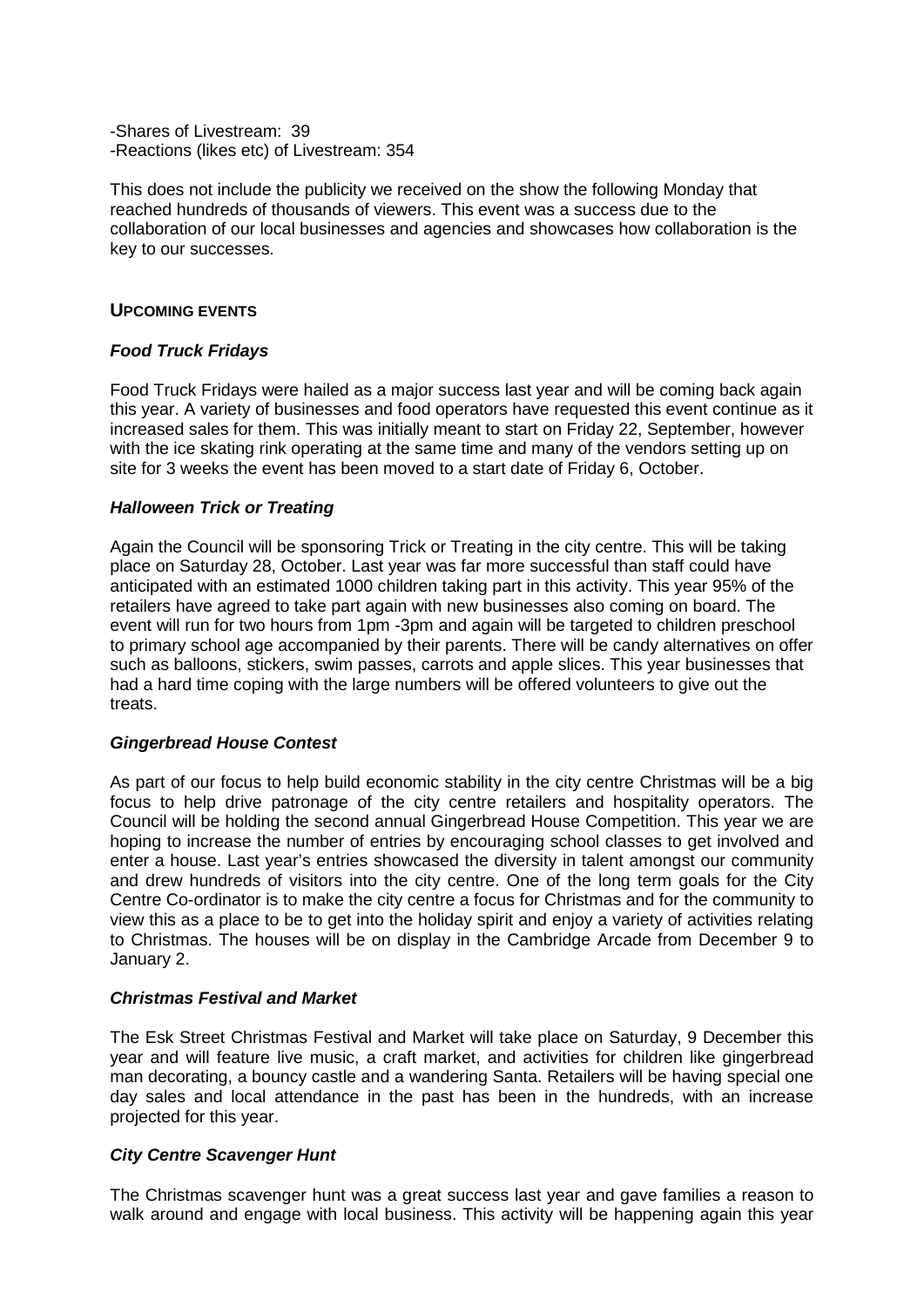-Shares of Livestream: 39
-Reactions (likes etc) of Livestream: 354

This does not include the publicity we received on the show the following Monday that reached hundreds of thousands of viewers. This event was a success due to the collaboration of our local businesses and agencies and showcases how collaboration is the key to our successes.

## UPCOMING EVENTS

### *Food Truck Fridays*

Food Truck Fridays were hailed as a major success last year and will be coming back again this year. A variety of businesses and food operators have requested this event continue as it increased sales for them. This was initially meant to start on Friday 22, September, however with the ice skating rink operating at the same time and many of the vendors setting up on site for 3 weeks the event has been moved to a start date of Friday 6, October.

### *Halloween Trick or Treating*

Again the Council will be sponsoring Trick or Treating in the city centre. This will be taking place on Saturday 28, October. Last year was far more successful than staff could have anticipated with an estimated 1000 children taking part in this activity. This year 95% of the retailers have agreed to take part again with new businesses also coming on board. The event will run for two hours from 1pm -3pm and again will be targeted to children preschool to primary school age accompanied by their parents. There will be candy alternatives on offer such as balloons, stickers, swim passes, carrots and apple slices. This year businesses that had a hard time coping with the large numbers will be offered volunteers to give out the treats.

### *Gingerbread House Contest*

As part of our focus to help build economic stability in the city centre Christmas will be a big focus to help drive patronage of the city centre retailers and hospitality operators. The Council will be holding the second annual Gingerbread House Competition. This year we are hoping to increase the number of entries by encouraging school classes to get involved and enter a house. Last year's entries showcased the diversity in talent amongst our community and drew hundreds of visitors into the city centre. One of the long term goals for the City Centre Co-ordinator is to make the city centre a focus for Christmas and for the community to view this as a place to be to get into the holiday spirit and enjoy a variety of activities relating to Christmas. The houses will be on display in the Cambridge Arcade from December 9 to January 2.

### *Christmas Festival and Market*

The Esk Street Christmas Festival and Market will take place on Saturday, 9 December this year and will feature live music, a craft market, and activities for children like gingerbread man decorating, a bouncy castle and a wandering Santa. Retailers will be having special one day sales and local attendance in the past has been in the hundreds, with an increase projected for this year.

### *City Centre Scavenger Hunt*

The Christmas scavenger hunt was a great success last year and gave families a reason to walk around and engage with local business. This activity will be happening again this year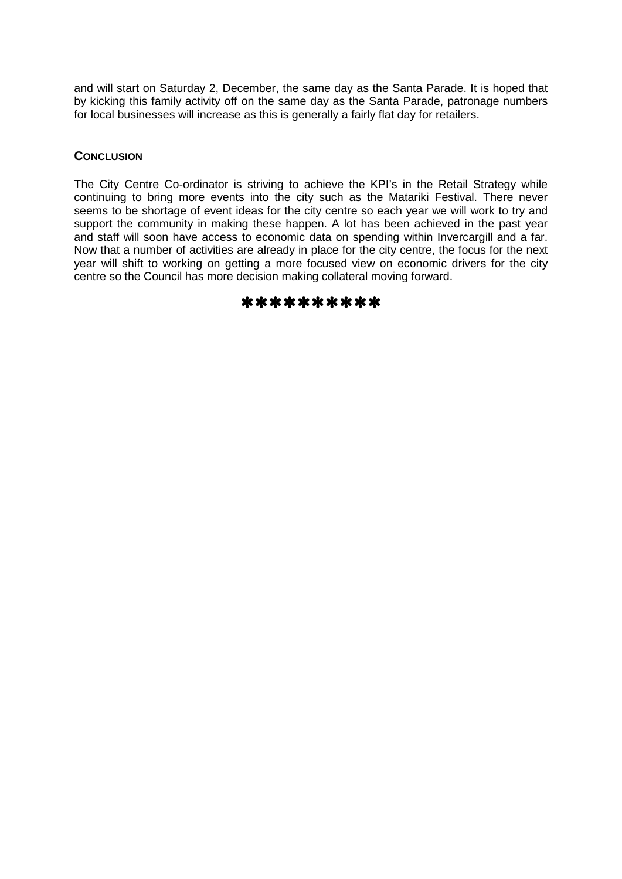and will start on Saturday 2, December, the same day as the Santa Parade. It is hoped that by kicking this family activity off on the same day as the Santa Parade, patronage numbers for local businesses will increase as this is generally a fairly flat day for retailers.

## CONCLUSION

The City Centre Co-ordinator is striving to achieve the KPI's in the Retail Strategy while continuing to bring more events into the city such as the Matariki Festival. There never seems to be shortage of event ideas for the city centre so each year we will work to try and support the community in making these happen. A lot has been achieved in the past year and staff will soon have access to economic data on spending within Invercargill and a far. Now that a number of activities are already in place for the city centre, the focus for the next year will shift to working on getting a more focused view on economic drivers for the city centre so the Council has more decision making collateral moving forward.

**********